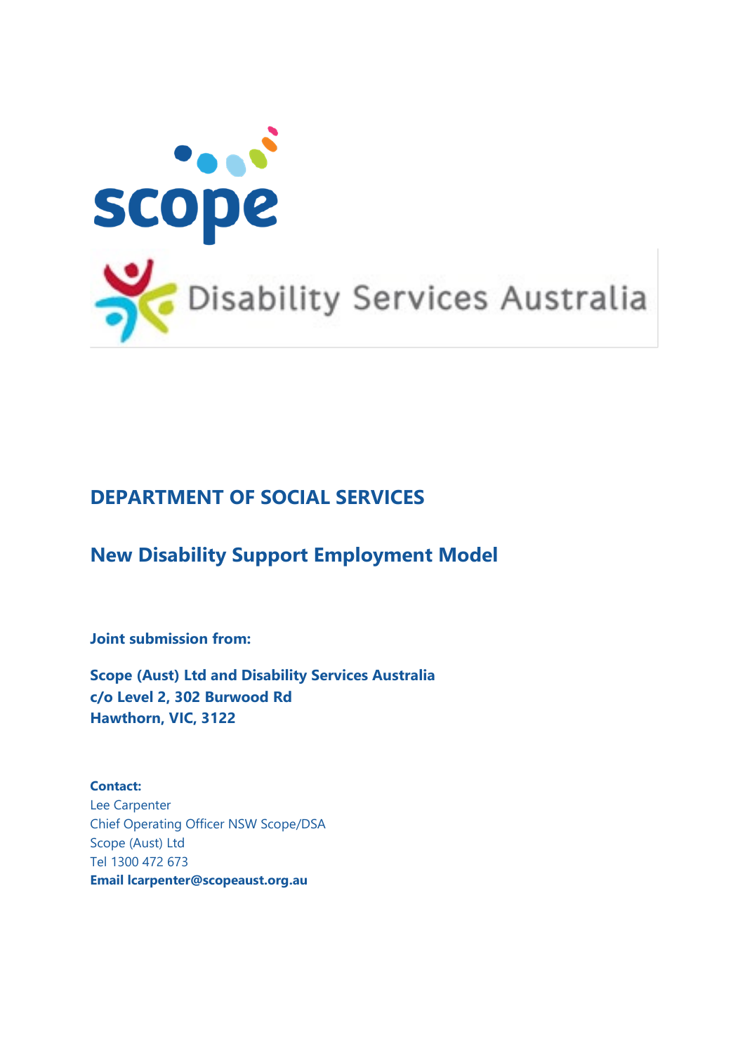# DEPARTMENT OF SOCIAL SERVICES

## New Disability Support Employment Model

**Joint submission from:**

**Scope (Aust) Ltd and Disability Services Australia**
**c/o Level 2, 302 Burwood Rd**
**Hawthorn, VIC, 3122**

**Contact:**
Lee Carpenter
Chief Operating Officer NSW Scope/DSA
Scope (Aust) Ltd
Tel 1300 472 673
**Email lcarpenter@scopeaust.org.au**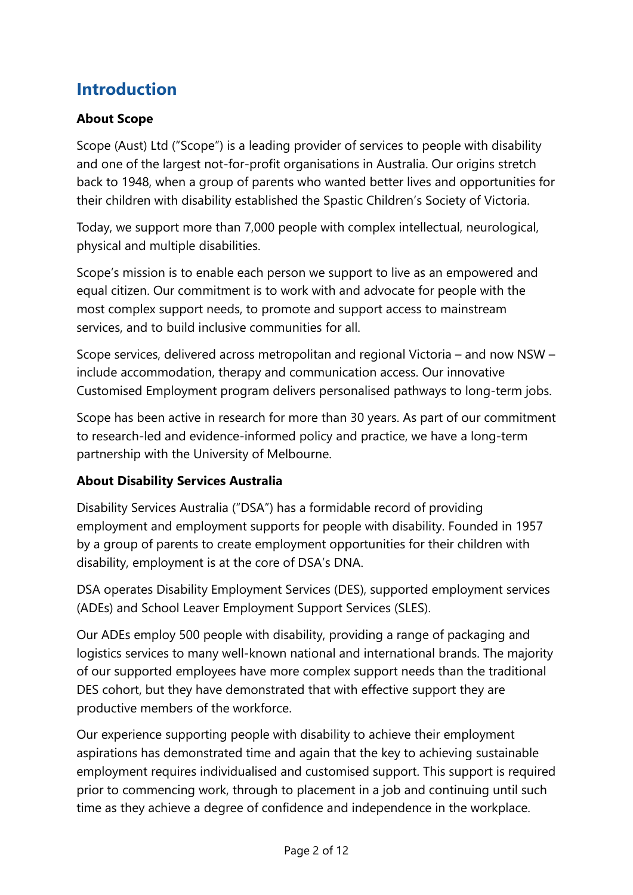# Introduction

### About Scope

Scope (Aust) Ltd ("Scope") is a leading provider of services to people with disability and one of the largest not-for-profit organisations in Australia. Our origins stretch back to 1948, when a group of parents who wanted better lives and opportunities for their children with disability established the Spastic Children's Society of Victoria.

Today, we support more than 7,000 people with complex intellectual, neurological, physical and multiple disabilities.

Scope's mission is to enable each person we support to live as an empowered and equal citizen. Our commitment is to work with and advocate for people with the most complex support needs, to promote and support access to mainstream services, and to build inclusive communities for all.

Scope services, delivered across metropolitan and regional Victoria – and now NSW – include accommodation, therapy and communication access. Our innovative Customised Employment program delivers personalised pathways to long-term jobs.

Scope has been active in research for more than 30 years. As part of our commitment to research-led and evidence-informed policy and practice, we have a long-term partnership with the University of Melbourne.

### About Disability Services Australia

Disability Services Australia ("DSA") has a formidable record of providing employment and employment supports for people with disability. Founded in 1957 by a group of parents to create employment opportunities for their children with disability, employment is at the core of DSA's DNA.

DSA operates Disability Employment Services (DES), supported employment services (ADEs) and School Leaver Employment Support Services (SLES).

Our ADEs employ 500 people with disability, providing a range of packaging and logistics services to many well-known national and international brands. The majority of our supported employees have more complex support needs than the traditional DES cohort, but they have demonstrated that with effective support they are productive members of the workforce.

Our experience supporting people with disability to achieve their employment aspirations has demonstrated time and again that the key to achieving sustainable employment requires individualised and customised support. This support is required prior to commencing work, through to placement in a job and continuing until such time as they achieve a degree of confidence and independence in the workplace.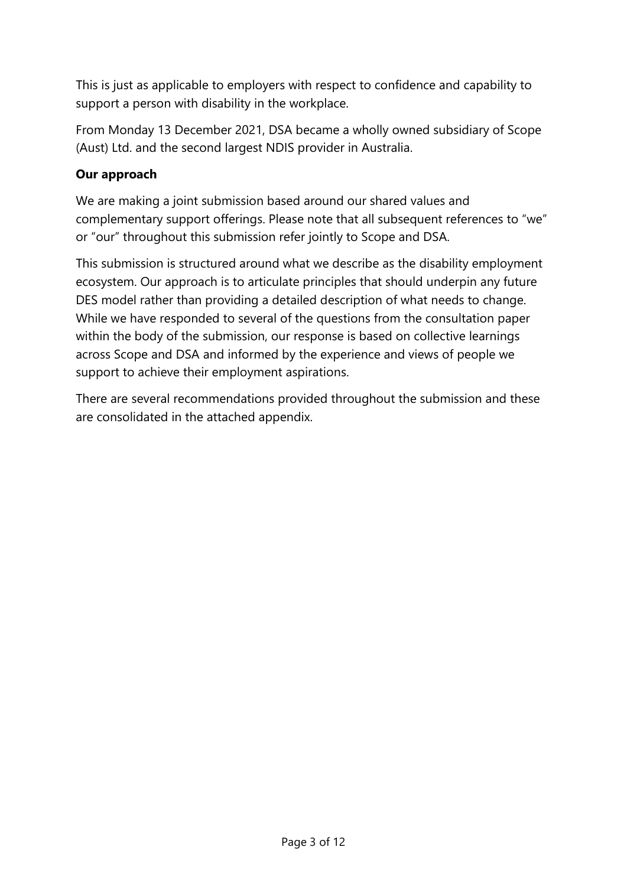This is just as applicable to employers with respect to confidence and capability to support a person with disability in the workplace.

From Monday 13 December 2021, DSA became a wholly owned subsidiary of Scope (Aust) Ltd. and the second largest NDIS provider in Australia.

**Our approach**

We are making a joint submission based around our shared values and complementary support offerings. Please note that all subsequent references to "we" or "our" throughout this submission refer jointly to Scope and DSA.

This submission is structured around what we describe as the disability employment ecosystem. Our approach is to articulate principles that should underpin any future DES model rather than providing a detailed description of what needs to change. While we have responded to several of the questions from the consultation paper within the body of the submission, our response is based on collective learnings across Scope and DSA and informed by the experience and views of people we support to achieve their employment aspirations.

There are several recommendations provided throughout the submission and these are consolidated in the attached appendix.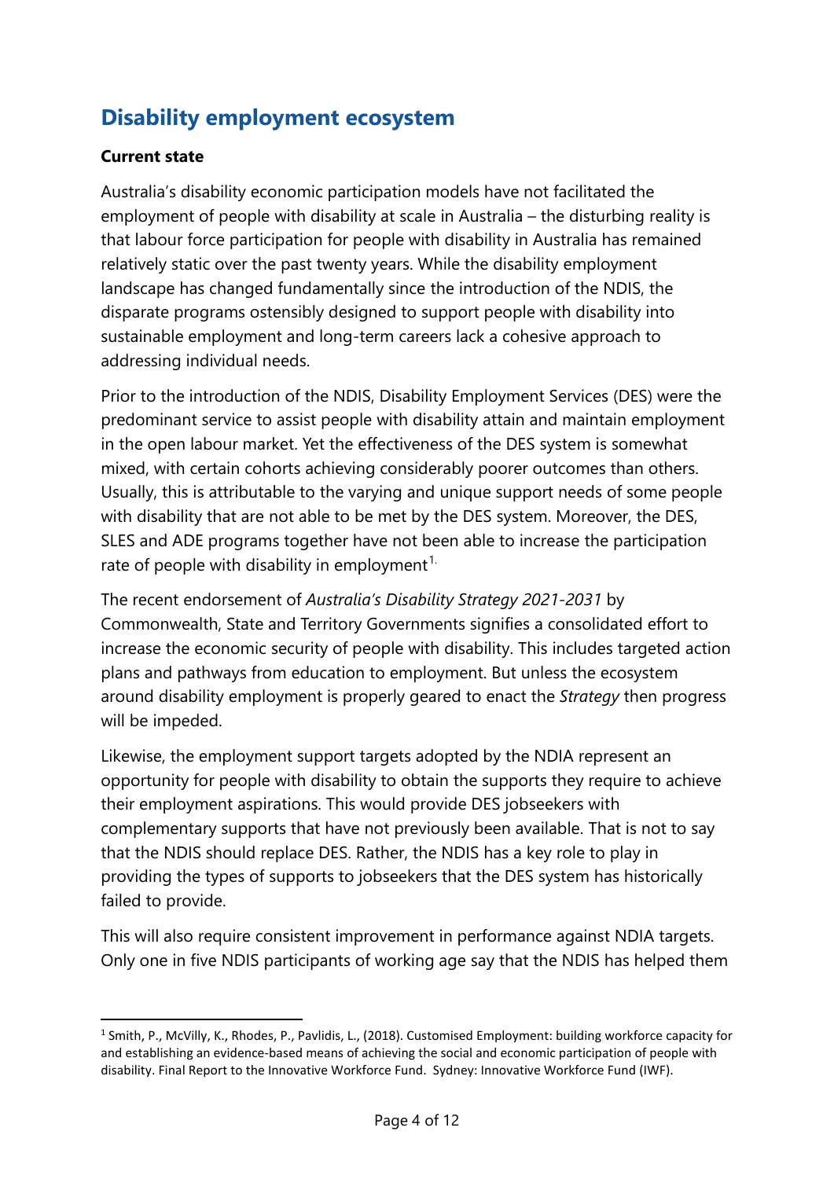## Disability employment ecosystem

**Current state**

Australia's disability economic participation models have not facilitated the employment of people with disability at scale in Australia – the disturbing reality is that labour force participation for people with disability in Australia has remained relatively static over the past twenty years. While the disability employment landscape has changed fundamentally since the introduction of the NDIS, the disparate programs ostensibly designed to support people with disability into sustainable employment and long-term careers lack a cohesive approach to addressing individual needs.

Prior to the introduction of the NDIS, Disability Employment Services (DES) were the predominant service to assist people with disability attain and maintain employment in the open labour market. Yet the effectiveness of the DES system is somewhat mixed, with certain cohorts achieving considerably poorer outcomes than others. Usually, this is attributable to the varying and unique support needs of some people with disability that are not able to be met by the DES system. Moreover, the DES, SLES and ADE programs together have not been able to increase the participation rate of people with disability in employment[1.]

The recent endorsement of *Australia's Disability Strategy 2021-2031* by Commonwealth, State and Territory Governments signifies a consolidated effort to increase the economic security of people with disability. This includes targeted action plans and pathways from education to employment. But unless the ecosystem around disability employment is properly geared to enact the *Strategy* then progress will be impeded.

Likewise, the employment support targets adopted by the NDIA represent an opportunity for people with disability to obtain the supports they require to achieve their employment aspirations. This would provide DES jobseekers with complementary supports that have not previously been available. That is not to say that the NDIS should replace DES. Rather, the NDIS has a key role to play in providing the types of supports to jobseekers that the DES system has historically failed to provide.

This will also require consistent improvement in performance against NDIA targets. Only one in five NDIS participants of working age say that the NDIS has helped them

[1] Smith, P., McVilly, K., Rhodes, P., Pavlidis, L., (2018). Customised Employment: building workforce capacity for and establishing an evidence-based means of achieving the social and economic participation of people with disability. Final Report to the Innovative Workforce Fund. Sydney: Innovative Workforce Fund (IWF).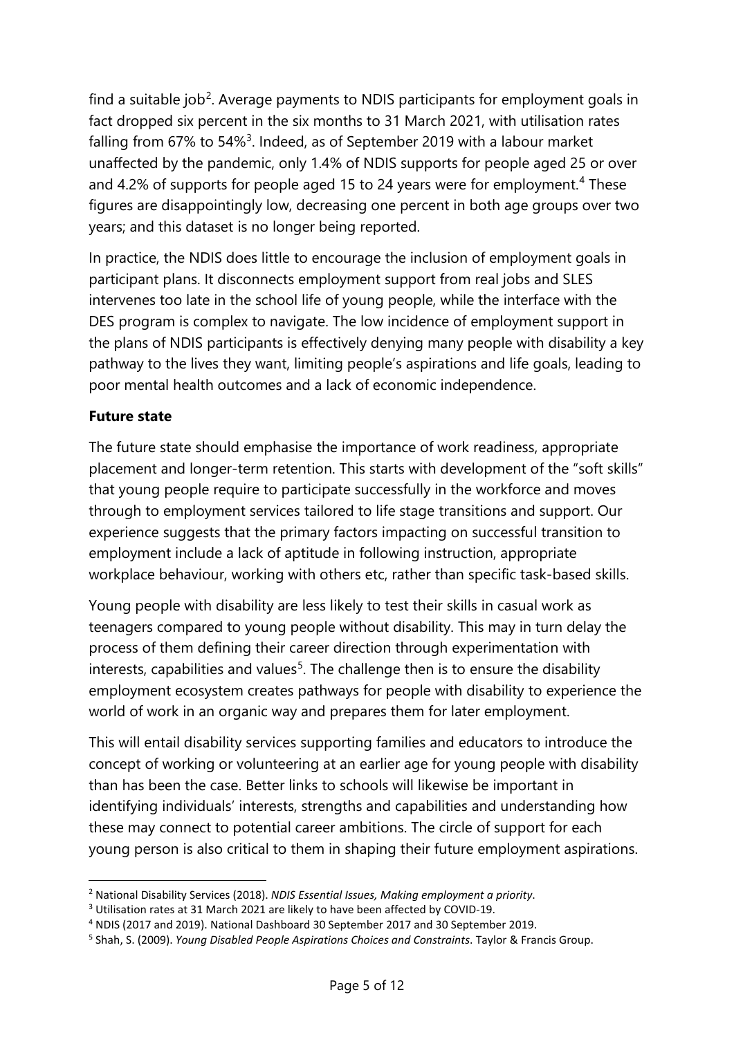find a suitable job[2]. Average payments to NDIS participants for employment goals in fact dropped six percent in the six months to 31 March 2021, with utilisation rates falling from 67% to 54%[3]. Indeed, as of September 2019 with a labour market unaffected by the pandemic, only 1.4% of NDIS supports for people aged 25 or over and 4.2% of supports for people aged 15 to 24 years were for employment.[4] These figures are disappointingly low, decreasing one percent in both age groups over two years; and this dataset is no longer being reported.

In practice, the NDIS does little to encourage the inclusion of employment goals in participant plans. It disconnects employment support from real jobs and SLES intervenes too late in the school life of young people, while the interface with the DES program is complex to navigate. The low incidence of employment support in the plans of NDIS participants is effectively denying many people with disability a key pathway to the lives they want, limiting people's aspirations and life goals, leading to poor mental health outcomes and a lack of economic independence.

**Future state**

The future state should emphasise the importance of work readiness, appropriate placement and longer-term retention. This starts with development of the "soft skills" that young people require to participate successfully in the workforce and moves through to employment services tailored to life stage transitions and support. Our experience suggests that the primary factors impacting on successful transition to employment include a lack of aptitude in following instruction, appropriate workplace behaviour, working with others etc, rather than specific task-based skills.

Young people with disability are less likely to test their skills in casual work as teenagers compared to young people without disability. This may in turn delay the process of them defining their career direction through experimentation with interests, capabilities and values[5]. The challenge then is to ensure the disability employment ecosystem creates pathways for people with disability to experience the world of work in an organic way and prepares them for later employment.

This will entail disability services supporting families and educators to introduce the concept of working or volunteering at an earlier age for young people with disability than has been the case. Better links to schools will likewise be important in identifying individuals' interests, strengths and capabilities and understanding how these may connect to potential career ambitions. The circle of support for each young person is also critical to them in shaping their future employment aspirations.

---

[2] National Disability Services (2018). *NDIS Essential Issues, Making employment a priority*.

[3] Utilisation rates at 31 March 2021 are likely to have been affected by COVID-19.

[4] NDIS (2017 and 2019). National Dashboard 30 September 2017 and 30 September 2019.

[5] Shah, S. (2009). *Young Disabled People Aspirations Choices and Constraints*. Taylor & Francis Group.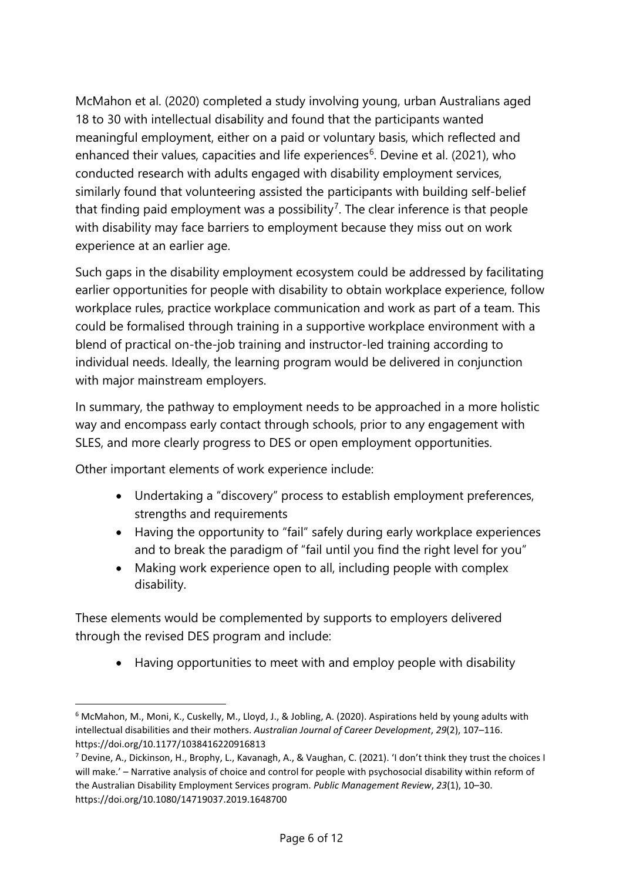McMahon et al. (2020) completed a study involving young, urban Australians aged 18 to 30 with intellectual disability and found that the participants wanted meaningful employment, either on a paid or voluntary basis, which reflected and enhanced their values, capacities and life experiences[6]. Devine et al. (2021), who conducted research with adults engaged with disability employment services, similarly found that volunteering assisted the participants with building self-belief that finding paid employment was a possibility[7]. The clear inference is that people with disability may face barriers to employment because they miss out on work experience at an earlier age.

Such gaps in the disability employment ecosystem could be addressed by facilitating earlier opportunities for people with disability to obtain workplace experience, follow workplace rules, practice workplace communication and work as part of a team. This could be formalised through training in a supportive workplace environment with a blend of practical on-the-job training and instructor-led training according to individual needs. Ideally, the learning program would be delivered in conjunction with major mainstream employers.

In summary, the pathway to employment needs to be approached in a more holistic way and encompass early contact through schools, prior to any engagement with SLES, and more clearly progress to DES or open employment opportunities.

Other important elements of work experience include:

- Undertaking a "discovery" process to establish employment preferences, strengths and requirements
- Having the opportunity to "fail" safely during early workplace experiences and to break the paradigm of "fail until you find the right level for you"
- Making work experience open to all, including people with complex disability.

These elements would be complemented by supports to employers delivered through the revised DES program and include:

- Having opportunities to meet with and employ people with disability

---

[6] McMahon, M., Moni, K., Cuskelly, M., Lloyd, J., & Jobling, A. (2020). Aspirations held by young adults with intellectual disabilities and their mothers. *Australian Journal of Career Development*, *29*(2), 107–116. https://doi.org/10.1177/1038416220916813

[7] Devine, A., Dickinson, H., Brophy, L., Kavanagh, A., & Vaughan, C. (2021). 'I don't think they trust the choices I will make.' – Narrative analysis of choice and control for people with psychosocial disability within reform of the Australian Disability Employment Services program. *Public Management Review*, *23*(1), 10–30. https://doi.org/10.1080/14719037.2019.1648700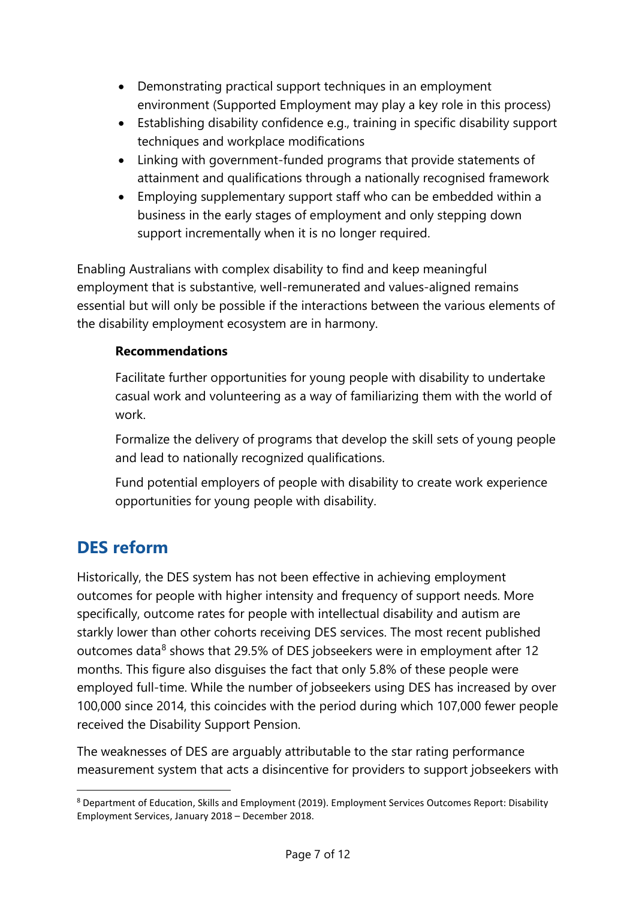- Demonstrating practical support techniques in an employment environment (Supported Employment may play a key role in this process)
- Establishing disability confidence e.g., training in specific disability support techniques and workplace modifications
- Linking with government-funded programs that provide statements of attainment and qualifications through a nationally recognised framework
- Employing supplementary support staff who can be embedded within a business in the early stages of employment and only stepping down support incrementally when it is no longer required.

Enabling Australians with complex disability to find and keep meaningful employment that is substantive, well-remunerated and values-aligned remains essential but will only be possible if the interactions between the various elements of the disability employment ecosystem are in harmony.

> **Recommendations**
>
> Facilitate further opportunities for young people with disability to undertake casual work and volunteering as a way of familiarizing them with the world of work.
>
> Formalize the delivery of programs that develop the skill sets of young people and lead to nationally recognized qualifications.
>
> Fund potential employers of people with disability to create work experience opportunities for young people with disability.

## DES reform

Historically, the DES system has not been effective in achieving employment outcomes for people with higher intensity and frequency of support needs. More specifically, outcome rates for people with intellectual disability and autism are starkly lower than other cohorts receiving DES services. The most recent published outcomes data[8] shows that 29.5% of DES jobseekers were in employment after 12 months. This figure also disguises the fact that only 5.8% of these people were employed full-time. While the number of jobseekers using DES has increased by over 100,000 since 2014, this coincides with the period during which 107,000 fewer people received the Disability Support Pension.

The weaknesses of DES are arguably attributable to the star rating performance measurement system that acts a disincentive for providers to support jobseekers with

[8] Department of Education, Skills and Employment (2019). Employment Services Outcomes Report: Disability Employment Services, January 2018 – December 2018.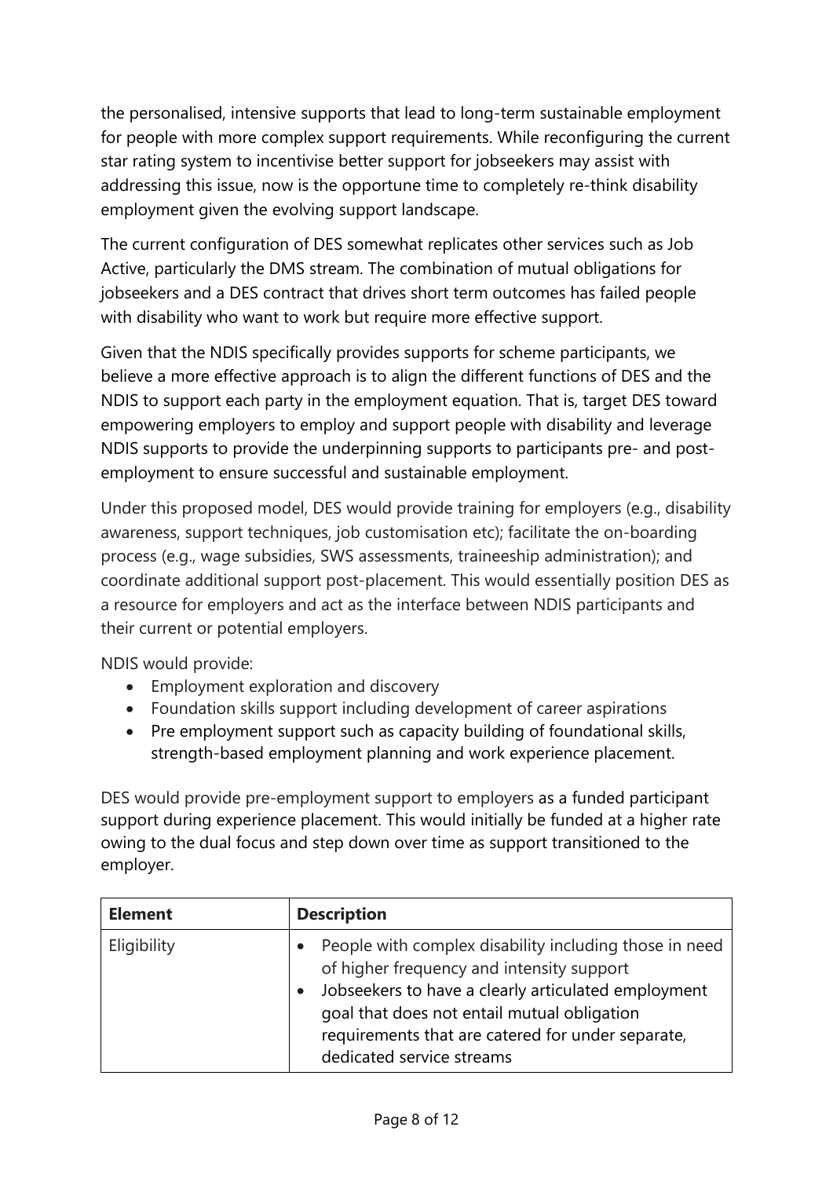the personalised, intensive supports that lead to long-term sustainable employment for people with more complex support requirements. While reconfiguring the current star rating system to incentivise better support for jobseekers may assist with addressing this issue, now is the opportune time to completely re-think disability employment given the evolving support landscape.

The current configuration of DES somewhat replicates other services such as Job Active, particularly the DMS stream. The combination of mutual obligations for jobseekers and a DES contract that drives short term outcomes has failed people with disability who want to work but require more effective support.

Given that the NDIS specifically provides supports for scheme participants, we believe a more effective approach is to align the different functions of DES and the NDIS to support each party in the employment equation. That is, target DES toward empowering employers to employ and support people with disability and leverage NDIS supports to provide the underpinning supports to participants pre- and post-employment to ensure successful and sustainable employment.

Under this proposed model, DES would provide training for employers (e.g., disability awareness, support techniques, job customisation etc); facilitate the on-boarding process (e.g., wage subsidies, SWS assessments, traineeship administration); and coordinate additional support post-placement. This would essentially position DES as a resource for employers and act as the interface between NDIS participants and their current or potential employers.

NDIS would provide:

- Employment exploration and discovery
- Foundation skills support including development of career aspirations
- Pre employment support such as capacity building of foundational skills, strength-based employment planning and work experience placement.

DES would provide pre-employment support to employers as a funded participant support during experience placement. This would initially be funded at a higher rate owing to the dual focus and step down over time as support transitioned to the employer.

| Element | Description |
|---|---|
| Eligibility | • People with complex disability including those in need of higher frequency and intensity support<br>• Jobseekers to have a clearly articulated employment goal that does not entail mutual obligation requirements that are catered for under separate, dedicated service streams |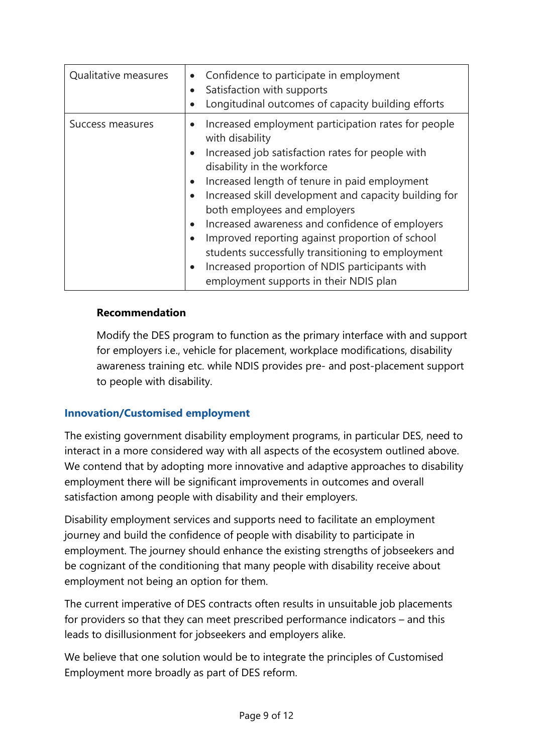| | |
|---|---|
| Qualitative measures | • Confidence to participate in employment<br>• Satisfaction with supports<br>• Longitudinal outcomes of capacity building efforts |
| Success measures | • Increased employment participation rates for people with disability<br>• Increased job satisfaction rates for people with disability in the workforce<br>• Increased length of tenure in paid employment<br>• Increased skill development and capacity building for both employees and employers<br>• Increased awareness and confidence of employers<br>• Improved reporting against proportion of school students successfully transitioning to employment<br>• Increased proportion of NDIS participants with employment supports in their NDIS plan |

> **Recommendation**
>
> Modify the DES program to function as the primary interface with and support for employers i.e., vehicle for placement, workplace modifications, disability awareness training etc. while NDIS provides pre- and post-placement support to people with disability.

### Innovation/Customised employment

The existing government disability employment programs, in particular DES, need to interact in a more considered way with all aspects of the ecosystem outlined above. We contend that by adopting more innovative and adaptive approaches to disability employment there will be significant improvements in outcomes and overall satisfaction among people with disability and their employers.

Disability employment services and supports need to facilitate an employment journey and build the confidence of people with disability to participate in employment. The journey should enhance the existing strengths of jobseekers and be cognizant of the conditioning that many people with disability receive about employment not being an option for them.

The current imperative of DES contracts often results in unsuitable job placements for providers so that they can meet prescribed performance indicators – and this leads to disillusionment for jobseekers and employers alike.

We believe that one solution would be to integrate the principles of Customised Employment more broadly as part of DES reform.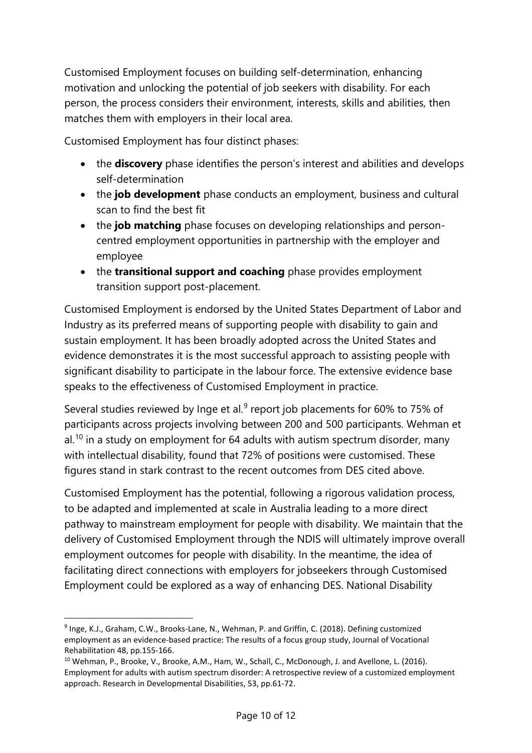Customised Employment focuses on building self-determination, enhancing motivation and unlocking the potential of job seekers with disability. For each person, the process considers their environment, interests, skills and abilities, then matches them with employers in their local area.

Customised Employment has four distinct phases:

- the **discovery** phase identifies the person's interest and abilities and develops self-determination
- the **job development** phase conducts an employment, business and cultural scan to find the best fit
- the **job matching** phase focuses on developing relationships and person-centred employment opportunities in partnership with the employer and employee
- the **transitional support and coaching** phase provides employment transition support post-placement.

Customised Employment is endorsed by the United States Department of Labor and Industry as its preferred means of supporting people with disability to gain and sustain employment. It has been broadly adopted across the United States and evidence demonstrates it is the most successful approach to assisting people with significant disability to participate in the labour force. The extensive evidence base speaks to the effectiveness of Customised Employment in practice.

Several studies reviewed by Inge et al.[9] report job placements for 60% to 75% of participants across projects involving between 200 and 500 participants. Wehman et al.[10] in a study on employment for 64 adults with autism spectrum disorder, many with intellectual disability, found that 72% of positions were customised. These figures stand in stark contrast to the recent outcomes from DES cited above.

Customised Employment has the potential, following a rigorous validation process, to be adapted and implemented at scale in Australia leading to a more direct pathway to mainstream employment for people with disability. We maintain that the delivery of Customised Employment through the NDIS will ultimately improve overall employment outcomes for people with disability. In the meantime, the idea of facilitating direct connections with employers for jobseekers through Customised Employment could be explored as a way of enhancing DES. National Disability

---

[9] Inge, K.J., Graham, C.W., Brooks-Lane, N., Wehman, P. and Griffin, C. (2018). Defining customized employment as an evidence-based practice: The results of a focus group study, Journal of Vocational Rehabilitation 48, pp.155-166.

[10] Wehman, P., Brooke, V., Brooke, A.M., Ham, W., Schall, C., McDonough, J. and Avellone, L. (2016). Employment for adults with autism spectrum disorder: A retrospective review of a customized employment approach. Research in Developmental Disabilities, 53, pp.61-72.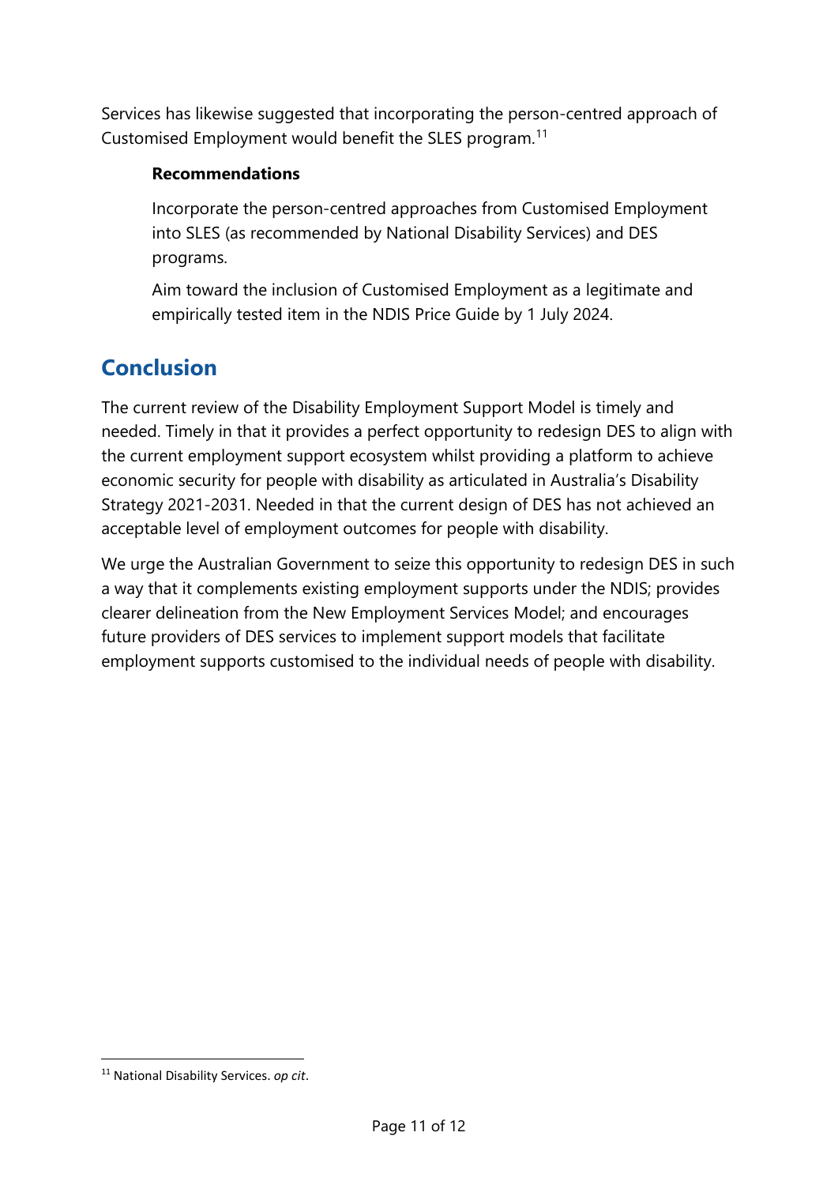Services has likewise suggested that incorporating the person-centred approach of Customised Employment would benefit the SLES program.[11]

**Recommendations**

Incorporate the person-centred approaches from Customised Employment into SLES (as recommended by National Disability Services) and DES programs.

Aim toward the inclusion of Customised Employment as a legitimate and empirically tested item in the NDIS Price Guide by 1 July 2024.

## Conclusion

The current review of the Disability Employment Support Model is timely and needed. Timely in that it provides a perfect opportunity to redesign DES to align with the current employment support ecosystem whilst providing a platform to achieve economic security for people with disability as articulated in Australia's Disability Strategy 2021-2031. Needed in that the current design of DES has not achieved an acceptable level of employment outcomes for people with disability.

We urge the Australian Government to seize this opportunity to redesign DES in such a way that it complements existing employment supports under the NDIS; provides clearer delineation from the New Employment Services Model; and encourages future providers of DES services to implement support models that facilitate employment supports customised to the individual needs of people with disability.

[11] National Disability Services. *op cit*.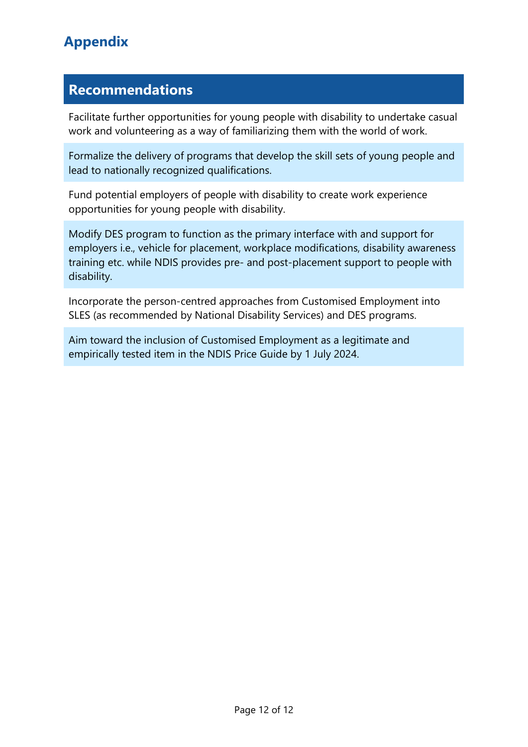# Appendix

## Recommendations

Facilitate further opportunities for young people with disability to undertake casual work and volunteering as a way of familiarizing them with the world of work.

Formalize the delivery of programs that develop the skill sets of young people and lead to nationally recognized qualifications.

Fund potential employers of people with disability to create work experience opportunities for young people with disability.

Modify DES program to function as the primary interface with and support for employers i.e., vehicle for placement, workplace modifications, disability awareness training etc. while NDIS provides pre- and post-placement support to people with disability.

Incorporate the person-centred approaches from Customised Employment into SLES (as recommended by National Disability Services) and DES programs.

Aim toward the inclusion of Customised Employment as a legitimate and empirically tested item in the NDIS Price Guide by 1 July 2024.